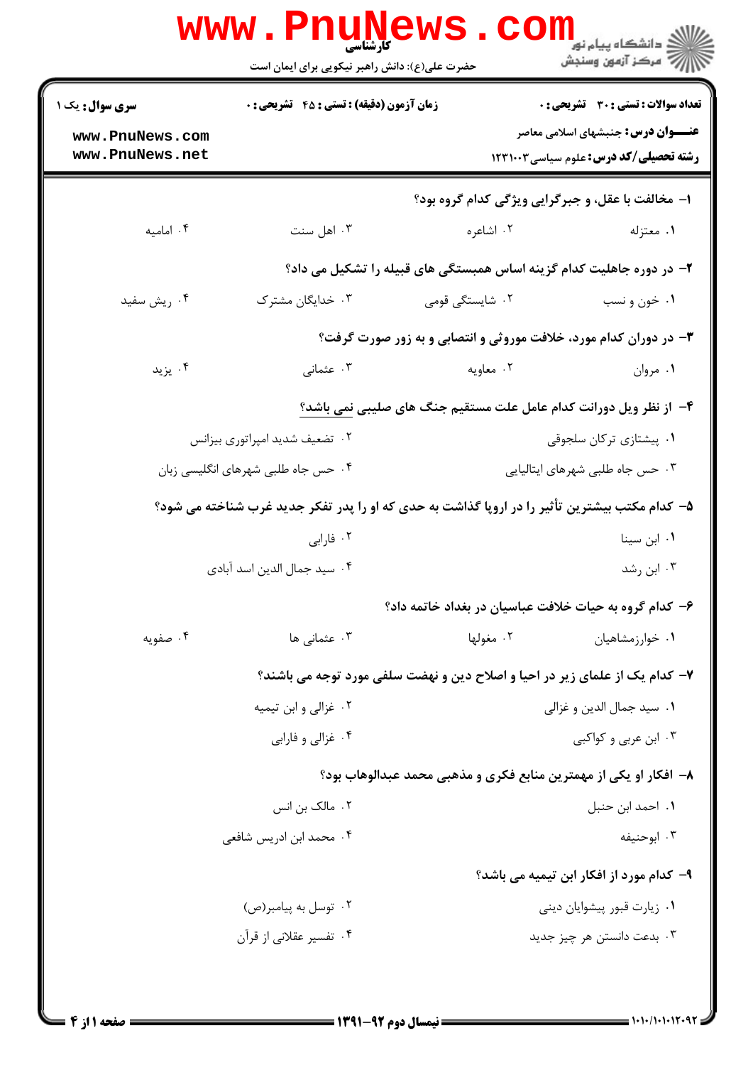**کارشناسی**

حضرت علی(ع): دانش راهبر نیکویی برای ایمان است

دانشگاه پیام نور
مرکز آزمون وسنجش

**سری سوال:** یک ۱

**زمان آزمون (دقیقه) : تستی : ۴۵ تشریحی : ۰**

**تعداد سوالات : تستی : ۳۰ تشریحی : ۰**

**عنـــوان درس:** جنبشهای اسلامی معاصر

**رشته تحصیلی/کد درس:** علوم سیاسی ۱۲۳۱۰۰۳

**۱- مخالفت با عقل، و جبرگرایی ویژگی کدام گروه بود؟**

۱. معتزله
۲. اشاعره
۳. اهل سنت
۴. امامیه

**۲- در دوره جاهلیت کدام گزینه اساس همبستگی های قبیله را تشکیل می داد؟**

۱. خون و نسب
۲. شایستگی قومی
۳. خدایگان مشترک
۴. ریش سفید

**۳- در دوران کدام مورد، خلافت موروثی و انتصابی و به زور صورت گرفت؟**

۱. مروان
۲. معاویه
۳. عثمانی
۴. یزید

**۴- از نظر ویل دورانت کدام عامل علت مستقیم جنگ های صلیبی نمی باشد؟**

۱. پیشتازی ترکان سلجوقی
۲. تضعیف شدید امپراتوری بیزانس
۳. حس جاه طلبی شهرهای ایتالیایی
۴. حس جاه طلبی شهرهای انگلیسی زبان

**۵- کدام مکتب بیشترین تأثیر را در اروپا گذاشت به حدی که او را پدر تفکر جدید غرب شناخته می شود؟**

۱. ابن سینا
۲. فارابی
۳. ابن رشد
۴. سید جمال الدین اسد آبادی

**۶- کدام گروه به حیات خلافت عباسیان در بغداد خاتمه داد؟**

۱. خوارزمشاهیان
۲. مغولها
۳. عثمانی ها
۴. صفویه

**۷- کدام یک از علمای زیر در احیا و اصلاح دین و نهضت سلفی مورد توجه می باشند؟**

۱. سید جمال الدین و غزالی
۲. غزالی و ابن تیمیه
۳. ابن عربی و کواکبی
۴. غزالی و فارابی

**۸- افکار او یکی از مهمترین منابع فکری و مذهبی محمد عبدالوهاب بود؟**

۱. احمد ابن حنبل
۲. مالک بن انس
۳. ابوحنیفه
۴. محمد ابن ادریس شافعی

**۹- کدام مورد از افکار ابن تیمیه می باشد؟**

۱. زیارت قبور پیشوایان دینی
۲. توسل به پیامبر(ص)
۳. بدعت دانستن هر چیز جدید
۴. تفسیر عقلانی از قرآن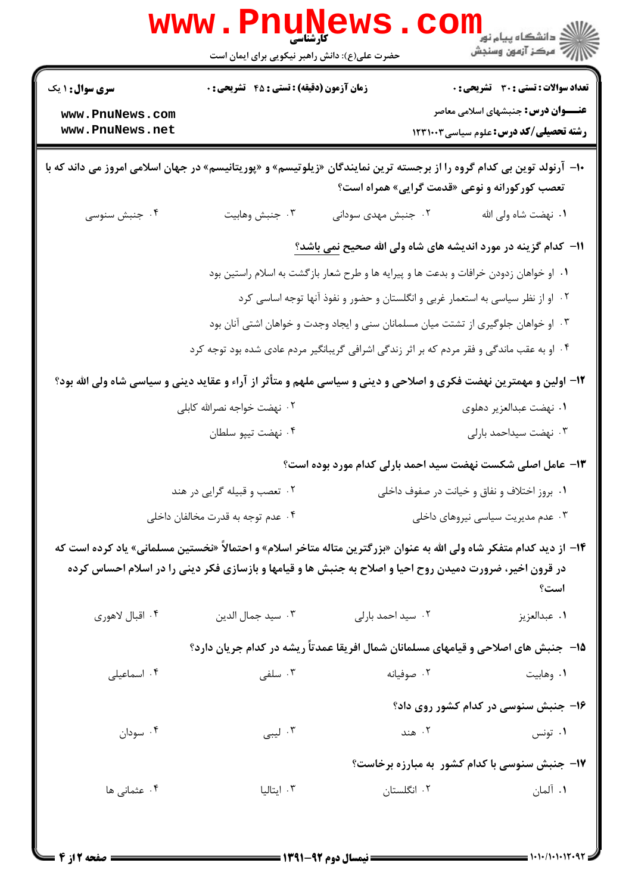۱۰- آرنولد توین بی کدام گروه را از برجسته ترین نمایندگان «زیلوتیسم» و «پوریتانیسم» در جهان اسلامی امروز می داند که با تعصب کورکورانه و نوعی «قدمت گرایی» همراه است؟

۱. نهضت شاه ولی الله ۲. جنبش مهدی سودانی ۳. جنبش وهابیت ۴. جنبش سنوسی

۱۱- کدام گزینه در مورد اندیشه های شاه ولی الله صحیح نمی باشد؟

۱. او خواهان زدودن خرافات و بدعت ها و پیرایه ها و طرح شعار بازگشت به اسلام راستین بود

۲. او از نظر سیاسی به استعمار غربی و انگلستان و حضور و نفوذ آنها توجه اساسی کرد

۳. او خواهان جلوگیری از تشتت میان مسلمانان سنی و ایجاد وحدت و خواهان اشتی آنان بود

۴. او به عقب ماندگی و فقر مردم که بر اثر زندگی اشرافی گریبانگیر مردم عادی شده بود توجه کرد

۱۲- اولین و مهمترین نهضت فکری و اصلاحی و دینی و سیاسی ملهم و متأثر از آراء و عقاید دینی و سیاسی شاه ولی الله بود؟

۱. نهضت عبدالعزیز دهلوی ۲. نهضت خواجه نصرالله کابلی

۳. نهضت سیداحمد بارلی ۴. نهضت تیپو سلطان

۱۳- عامل اصلی شکست نهضت سید احمد بارلی کدام مورد بوده است؟

۱. بروز اختلاف و نفاق و خیانت در صفوف داخلی ۲. تعصب و قبیله گرایی در هند

۳. عدم مدیریت سیاسی نیروهای داخلی ۴. عدم توجه به قدرت مخالفان داخلی

۱۴- از دید کدام متفکر شاه ولی الله به عنوان «بزرگترین متاله متاخر اسلام» و احتمالاً «نخستین مسلمانی» یاد کرده است که در قرون اخیر، ضرورت دمیدن روح احیا و اصلاح به جنبش ها و قیامها و بازسازی فکر دینی را در اسلام احساس کرده است؟

۱. عبدالعزیز ۲. سید احمد بارلی ۳. سید جمال الدین ۴. اقبال لاهوری

۱۵- جنبش های اصلاحی و قیامهای مسلمانان شمال افریقا عمدتاً ریشه در کدام جریان دارد؟

۱. وهابیت ۲. صوفیانه ۳. سلفی ۴. اسماعیلی

۱۶- جنبش سنوسی در کدام کشور روی داد؟

۱. تونس ۲. هند ۳. لیبی ۴. سودان

۱۷- جنبش سنوسی با کدام کشور به مبارزه برخاست؟

۱. آلمان ۲. انگلستان ۳. ایتالیا ۴. عثمانی ها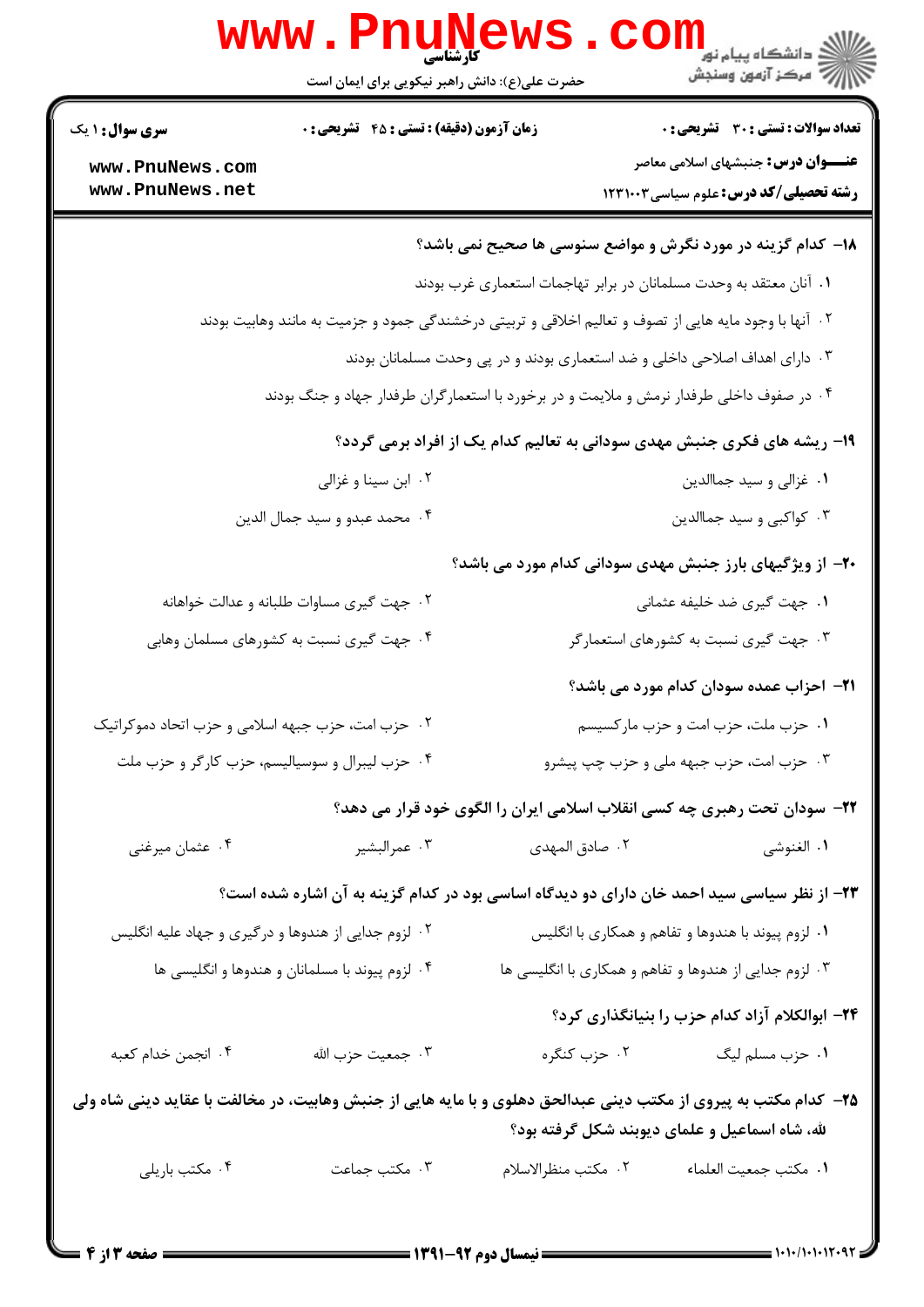۱۸- کدام گزینه در مورد نگرش و مواضع سنوسی ها صحیح نمی باشد؟

۱. آنان معتقد به وحدت مسلمانان در برابر تهاجمات استعماری غرب بودند

۲. آنها با وجود مایه هایی از تصوف و تعالیم اخلاقی و تربیتی درخشندگی جمود و جزمیت به مانند وهابیت بودند

۳. دارای اهداف اصلاحی داخلی و ضد استعماری بودند و در پی وحدت مسلمانان بودند

۴. در صفوف داخلی طرفدار نرمش و ملایمت و در برخورد با استعمارگران طرفدار جهاد و جنگ بودند

۱۹- ریشه های فکری جنبش مهدی سودانی به تعالیم کدام یک از افراد برمی گردد؟

۱. غزالی و سید جماالدین

۲. ابن سینا و غزالی

۳. کواکبی و سید جماالدین

۴. محمد عبدو و سید جمال الدین

۲۰- از ویژگیهای بارز جنبش مهدی سودانی کدام مورد می باشد؟

۱. جهت گیری ضد خلیفه عثمانی

۲. جهت گیری مساوات طلبانه و عدالت خواهانه

۳. جهت گیری نسبت به کشورهای استعمارگر

۴. جهت گیری نسبت به کشورهای مسلمان وهابی

۲۱- احزاب عمده سودان کدام مورد می باشد؟

۱. حزب ملت، حزب امت و حزب مارکسیسم

۲. حزب امت، حزب جبهه اسلامی و حزب اتحاد دموکراتیک

۳. حزب امت، حزب جبهه ملی و حزب چپ پیشرو

۴. حزب لیبرال و سوسیالیسم، حزب کارگر و حزب ملت

۲۲- سودان تحت رهبری چه کسی انقلاب اسلامی ایران را الگوی خود قرار می دهد؟

۱. الغنوشی

۲. صادق المهدی

۳. عمرالبشیر

۴. عثمان میرغنی

۲۳- از نظر سیاسی سید احمد خان دارای دو دیدگاه اساسی بود در کدام گزینه به آن اشاره شده است؟

۱. لزوم پیوند با هندوها و تفاهم و همکاری با انگلیس

۲. لزوم جدایی از هندوها و درگیری و جهاد علیه انگلیس

۳. لزوم جدایی از هندوها و تفاهم و همکاری با انگلیسی ها

۴. لزوم پیوند با مسلمانان و هندوها و انگلیسی ها

۲۴- ابوالکلام آزاد کدام حزب را بنیانگذاری کرد؟

۱. حزب مسلم لیگ

۲. حزب کنگره

۳. جمعیت حزب الله

۴. انجمن خدام کعبه

۲۵- کدام مکتب به پیروی از مکتب دینی عبدالحق دهلوی و با مایه هایی از جنبش وهابیت، در مخالفت با عقاید دینی شاه ولی الله، شاه اسماعیل و علمای دیوبند شکل گرفته بود؟

۱. مکتب جمعیت العلماء

۲. مکتب منظرالاسلام

۳. مکتب جماعت

۴. مکتب باریلی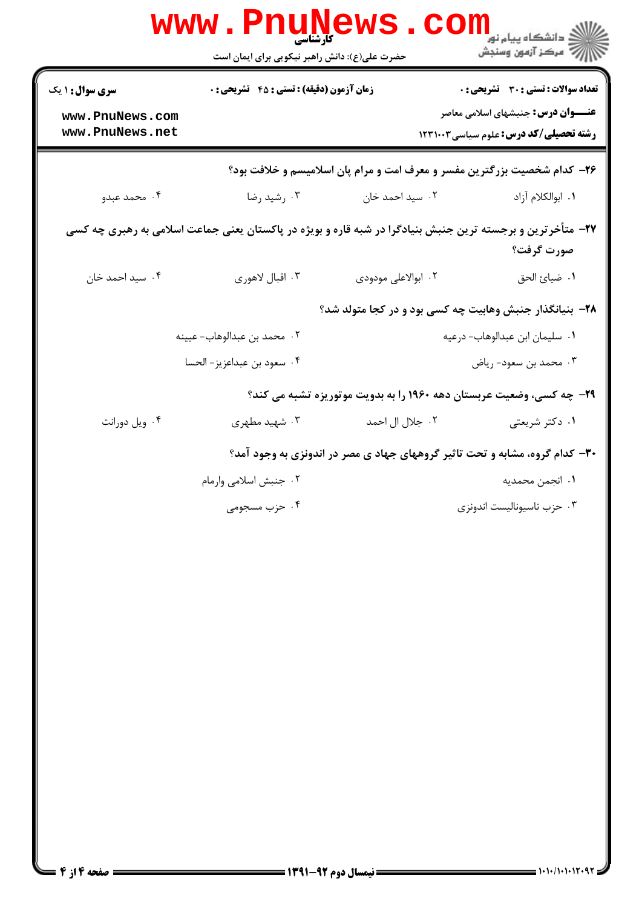**سری سوال:** ۱ یک

**زمان آزمون (دقیقه) : تستی : ۴۵ تشریحی : ۰**

**تعداد سوالات : تستی : ۳۰ تشریحی : ۰**

**عنـــوان درس:** جنبشهای اسلامی معاصر

**رشته تحصیلی/کد درس:** علوم سیاسی ۱۲۳۱۰۰۳

۲۶- کدام شخصیت بزرگترین مفسر و معرف امت و مرام پان اسلامیسم و خلافت بود؟

۱. ابوالکلام آزاد
۲. سید احمد خان
۳. رشید رضا
۴. محمد عبدو

۲۷- متأخرترین و برجسته ترین جنبش بنیادگرا در شبه قاره و بویژه در پاکستان یعنی جماعت اسلامی به رهبری چه کسی صورت گرفت؟

۱. ضیاءالحق
۲. ابوالاعلی مودودی
۳. اقبال لاهوری
۴. سید احمد خان

۲۸- بنیانگذار جنبش وهابیت چه کسی بود و در کجا متولد شد؟

۱. سلیمان ابن عبدالوهاب- درعیه
۲. محمد بن عبدالوهاب- عیینه
۳. محمد بن سعود- ریاض
۴. سعود بن عبداعزیز- الحسا

۲۹- چه کسی، وضعیت عربستان دهه ۱۹۶۰ را به بدویت موتوریزه تشبه می کند؟

۱. دکتر شریعتی
۲. جلال ال احمد
۳. شهید مطهری
۴. ویل دورانت

۳۰- کدام گروه، مشابه و تحت تاثیر گروههای جهاد ی مصر در اندونزی به وجود آمد؟

۱. انجمن محمدیه
۲. جنبش اسلامی وارمام
۳. حزب ناسیونالیست اندونزی
۴. حزب مسجومی